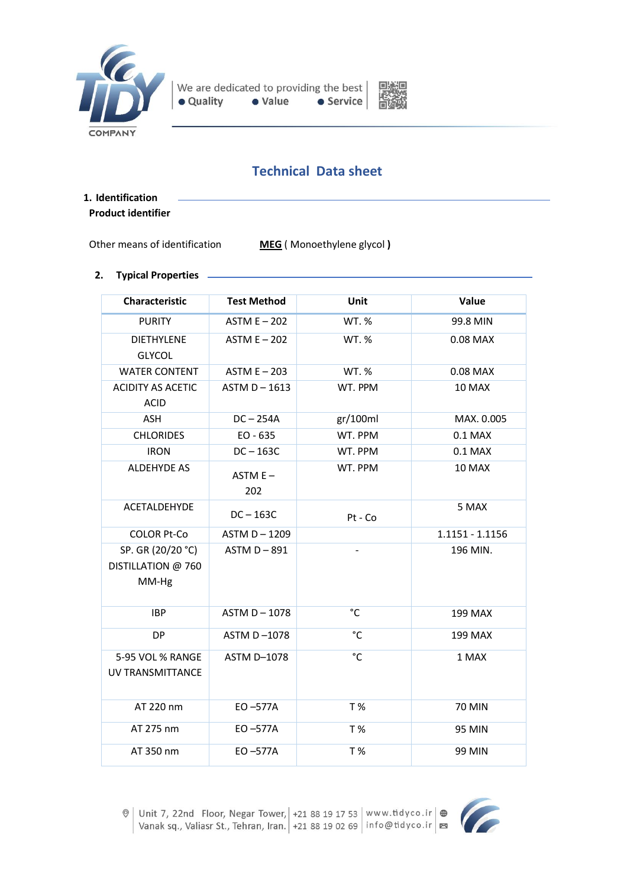We are dedicated to providing the best
● Quality ● Value ● Service

# Technical Data sheet

## 1. Identification

**Product identifier**

Other means of identification **MEG** ( Monoethylene glycol **)**

## 2. Typical Properties

| Characteristic | Test Method | Unit | Value |
|---|---|---|---|
| PURITY | ASTM E – 202 | WT. % | 99.8 MIN |
| DIETHYLENE GLYCOL | ASTM E – 202 | WT. % | 0.08 MAX |
| WATER CONTENT | ASTM E – 203 | WT. % | 0.08 MAX |
| ACIDITY AS ACETIC ACID | ASTM D – 1613 | WT. PPM | 10 MAX |
| ASH | DC – 254A | gr/100ml | MAX. 0.005 |
| CHLORIDES | EO - 635 | WT. PPM | 0.1 MAX |
| IRON | DC – 163C | WT. PPM | 0.1 MAX |
| ALDEHYDE AS | ASTM E – 202 | WT. PPM | 10 MAX |
| ACETALDEHYDE | DC – 163C | Pt - Co | 5 MAX |
| COLOR Pt-Co | ASTM D – 1209 | | 1.1151 - 1.1156 |
| SP. GR (20/20 °C) DISTILLATION @ 760 MM-Hg | ASTM D – 891 | - | 196 MIN. |
| IBP | ASTM D – 1078 | °C | 199 MAX |
| DP | ASTM D –1078 | °C | 199 MAX |
| 5-95 VOL % RANGE UV TRANSMITTANCE | ASTM D–1078 | °C | 1 MAX |
| AT 220 nm | EO –577A | T % | 70 MIN |
| AT 275 nm | EO –577A | T % | 95 MIN |
| AT 350 nm | EO –577A | T % | 99 MIN |

Unit 7, 22nd Floor, Negar Tower, Vanak sq., Valiasr St., Tehran, Iran. | +21 88 19 17 53 | +21 88 19 02 69 | www.tidyco.ir | info@tidyco.ir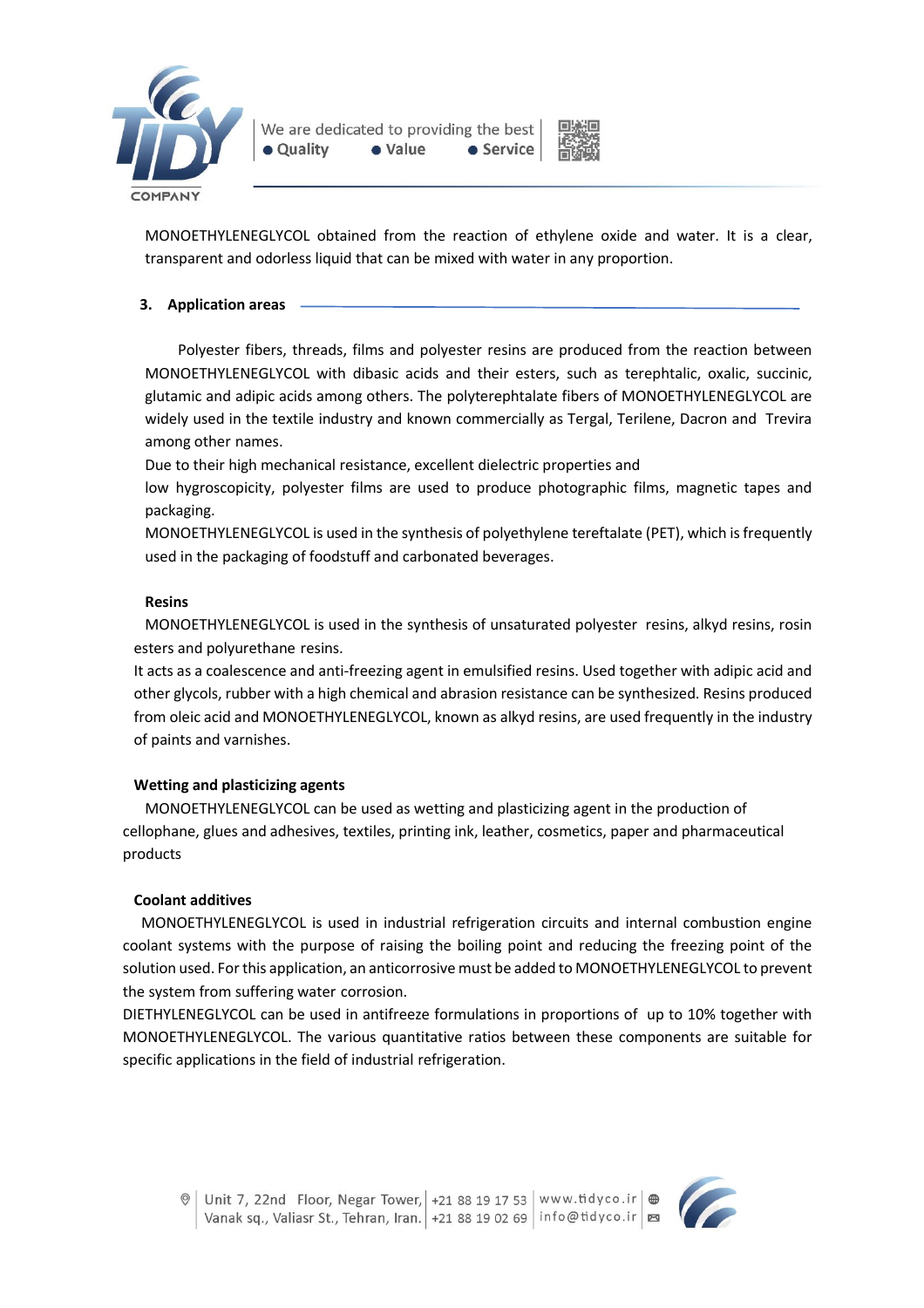MONOETHYLENEGLYCOL obtained from the reaction of ethylene oxide and water. It is a clear, transparent and odorless liquid that can be mixed with water in any proportion.

## 3. Application areas

Polyester fibers, threads, films and polyester resins are produced from the reaction between MONOETHYLENEGLYCOL with dibasic acids and their esters, such as terephtalic, oxalic, succinic, glutamic and adipic acids among others. The polyterephtalate fibers of MONOETHYLENEGLYCOL are widely used in the textile industry and known commercially as Tergal, Terilene, Dacron and Trevira among other names.

Due to their high mechanical resistance, excellent dielectric properties and low hygroscopicity, polyester films are used to produce photographic films, magnetic tapes and packaging.

MONOETHYLENEGLYCOL is used in the synthesis of polyethylene tereftalate (PET), which is frequently used in the packaging of foodstuff and carbonated beverages.

### Resins

MONOETHYLENEGLYCOL is used in the synthesis of unsaturated polyester resins, alkyd resins, rosin esters and polyurethane resins.

It acts as a coalescence and anti-freezing agent in emulsified resins. Used together with adipic acid and other glycols, rubber with a high chemical and abrasion resistance can be synthesized. Resins produced from oleic acid and MONOETHYLENEGLYCOL, known as alkyd resins, are used frequently in the industry of paints and varnishes.

### Wetting and plasticizing agents

MONOETHYLENEGLYCOL can be used as wetting and plasticizing agent in the production of cellophane, glues and adhesives, textiles, printing ink, leather, cosmetics, paper and pharmaceutical products

### Coolant additives

MONOETHYLENEGLYCOL is used in industrial refrigeration circuits and internal combustion engine coolant systems with the purpose of raising the boiling point and reducing the freezing point of the solution used. For this application, an anticorrosive must be added to MONOETHYLENEGLYCOL to prevent the system from suffering water corrosion.

DIETHYLENEGLYCOL can be used in antifreeze formulations in proportions of up to 10% together with MONOETHYLENEGLYCOL. The various quantitative ratios between these components are suitable for specific applications in the field of industrial refrigeration.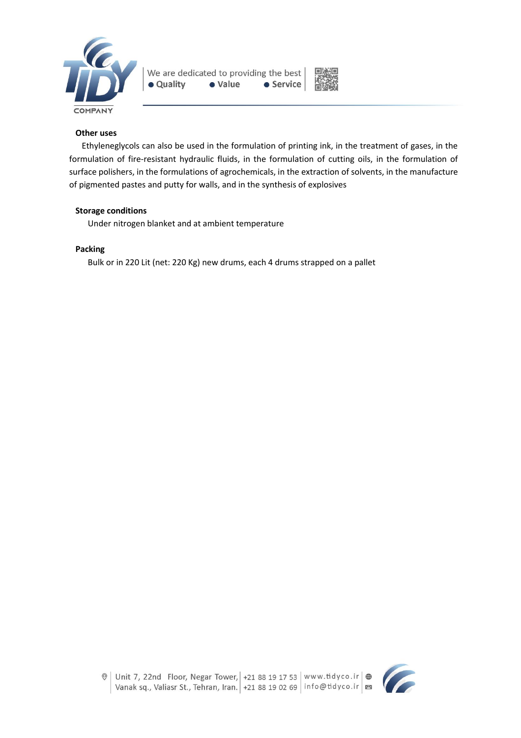**Other uses**

Ethyleneglycols can also be used in the formulation of printing ink, in the treatment of gases, in the formulation of fire-resistant hydraulic fluids, in the formulation of cutting oils, in the formulation of surface polishers, in the formulations of agrochemicals, in the extraction of solvents, in the manufacture of pigmented pastes and putty for walls, and in the synthesis of explosives

**Storage conditions**

Under nitrogen blanket and at ambient temperature

**Packing**

Bulk or in 220 Lit (net: 220 Kg) new drums, each 4 drums strapped on a pallet